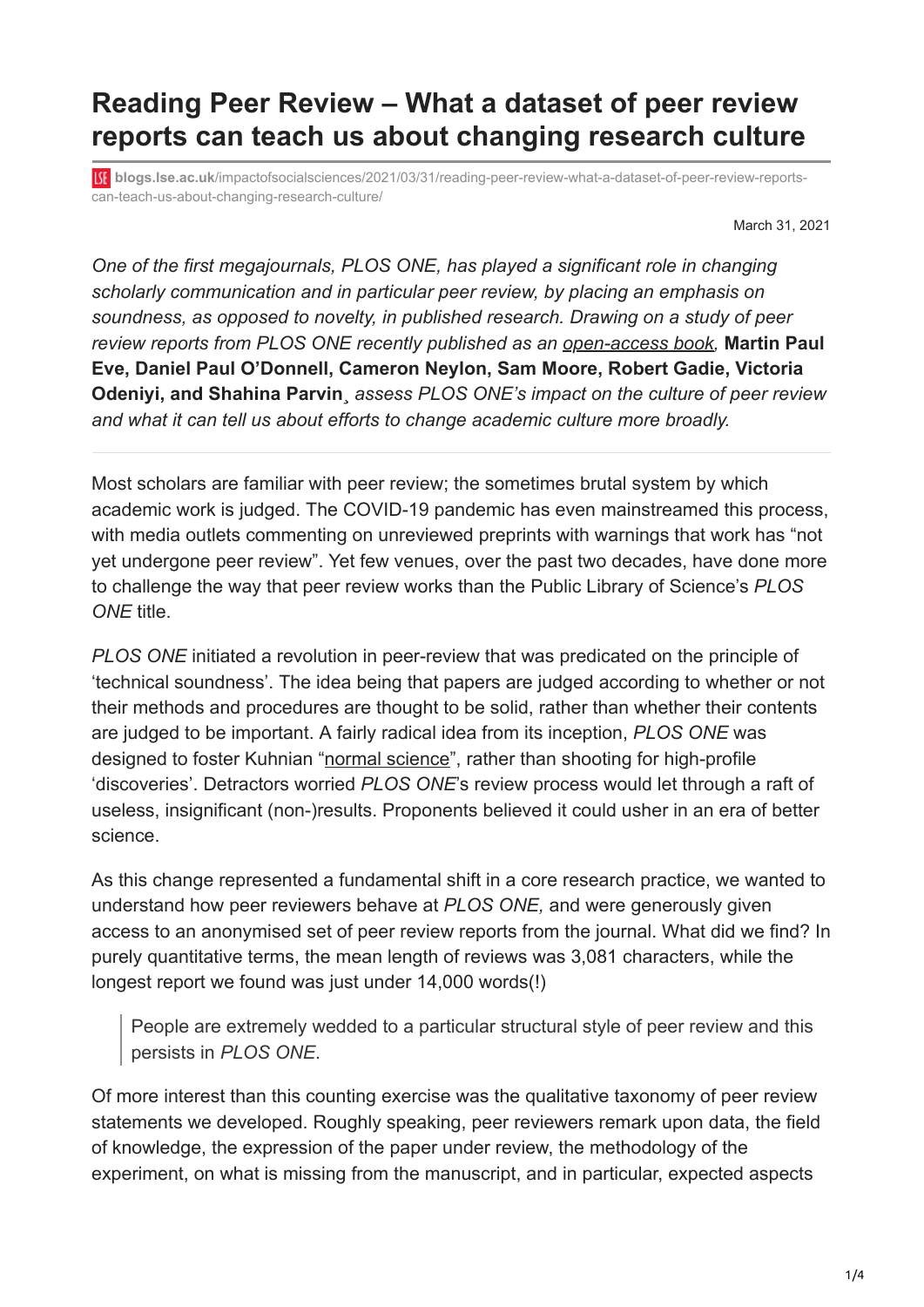# Reading Peer Review – What a dataset of peer review reports can teach us about changing research culture

blogs.lse.ac.uk/impactofsocialsciences/2021/03/31/reading-peer-review-what-a-dataset-of-peer-review-reports-can-teach-us-about-changing-research-culture/

March 31, 2021

*One of the first megajournals, PLOS ONE, has played a significant role in changing scholarly communication and in particular peer review, by placing an emphasis on soundness, as opposed to novelty, in published research. Drawing on a study of peer review reports from PLOS ONE recently published as an open-access book,* **Martin Paul Eve, Daniel Paul O'Donnell, Cameron Neylon, Sam Moore, Robert Gadie, Victoria Odeniyi, and Shahina Parvin**¸ *assess PLOS ONE's impact on the culture of peer review and what it can tell us about efforts to change academic culture more broadly.*

---

Most scholars are familiar with peer review; the sometimes brutal system by which academic work is judged. The COVID-19 pandemic has even mainstreamed this process, with media outlets commenting on unreviewed preprints with warnings that work has "not yet undergone peer review". Yet few venues, over the past two decades, have done more to challenge the way that peer review works than the Public Library of Science's *PLOS ONE* title.

*PLOS ONE* initiated a revolution in peer-review that was predicated on the principle of 'technical soundness'. The idea being that papers are judged according to whether or not their methods and procedures are thought to be solid, rather than whether their contents are judged to be important. A fairly radical idea from its inception, *PLOS ONE* was designed to foster Kuhnian "normal science", rather than shooting for high-profile 'discoveries'. Detractors worried *PLOS ONE*'s review process would let through a raft of useless, insignificant (non-)results. Proponents believed it could usher in an era of better science.

As this change represented a fundamental shift in a core research practice, we wanted to understand how peer reviewers behave at *PLOS ONE,* and were generously given access to an anonymised set of peer review reports from the journal. What did we find? In purely quantitative terms, the mean length of reviews was 3,081 characters, while the longest report we found was just under 14,000 words(!)

> People are extremely wedded to a particular structural style of peer review and this persists in *PLOS ONE*.

Of more interest than this counting exercise was the qualitative taxonomy of peer review statements we developed. Roughly speaking, peer reviewers remark upon data, the field of knowledge, the expression of the paper under review, the methodology of the experiment, on what is missing from the manuscript, and in particular, expected aspects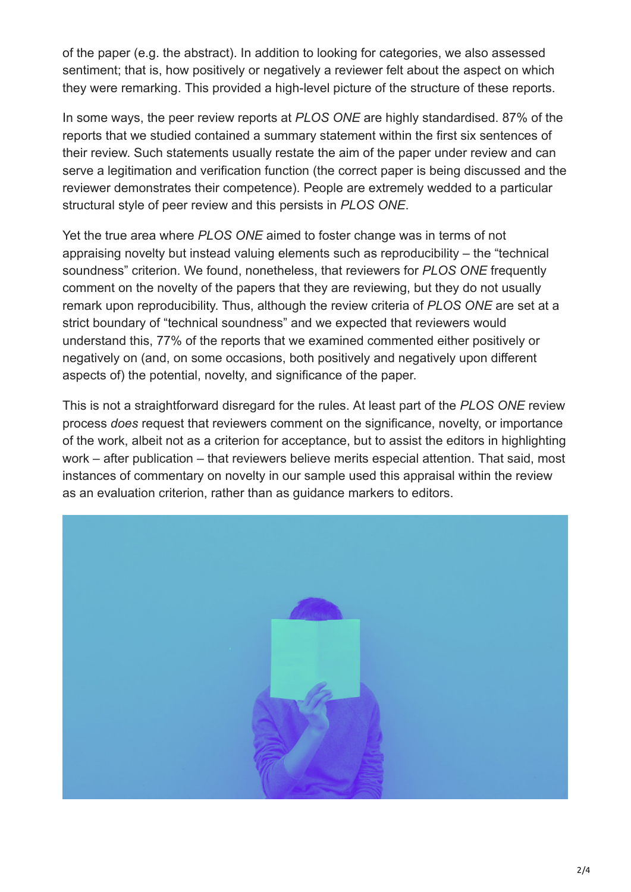of the paper (e.g. the abstract). In addition to looking for categories, we also assessed sentiment; that is, how positively or negatively a reviewer felt about the aspect on which they were remarking. This provided a high-level picture of the structure of these reports.

In some ways, the peer review reports at *PLOS ONE* are highly standardised. 87% of the reports that we studied contained a summary statement within the first six sentences of their review. Such statements usually restate the aim of the paper under review and can serve a legitimation and verification function (the correct paper is being discussed and the reviewer demonstrates their competence). People are extremely wedded to a particular structural style of peer review and this persists in *PLOS ONE*.

Yet the true area where *PLOS ONE* aimed to foster change was in terms of not appraising novelty but instead valuing elements such as reproducibility – the "technical soundness" criterion. We found, nonetheless, that reviewers for *PLOS ONE* frequently comment on the novelty of the papers that they are reviewing, but they do not usually remark upon reproducibility. Thus, although the review criteria of *PLOS ONE* are set at a strict boundary of "technical soundness" and we expected that reviewers would understand this, 77% of the reports that we examined commented either positively or negatively on (and, on some occasions, both positively and negatively upon different aspects of) the potential, novelty, and significance of the paper.

This is not a straightforward disregard for the rules. At least part of the *PLOS ONE* review process *does* request that reviewers comment on the significance, novelty, or importance of the work, albeit not as a criterion for acceptance, but to assist the editors in highlighting work – after publication – that reviewers believe merits especial attention. That said, most instances of commentary on novelty in our sample used this appraisal within the review as an evaluation criterion, rather than as guidance markers to editors.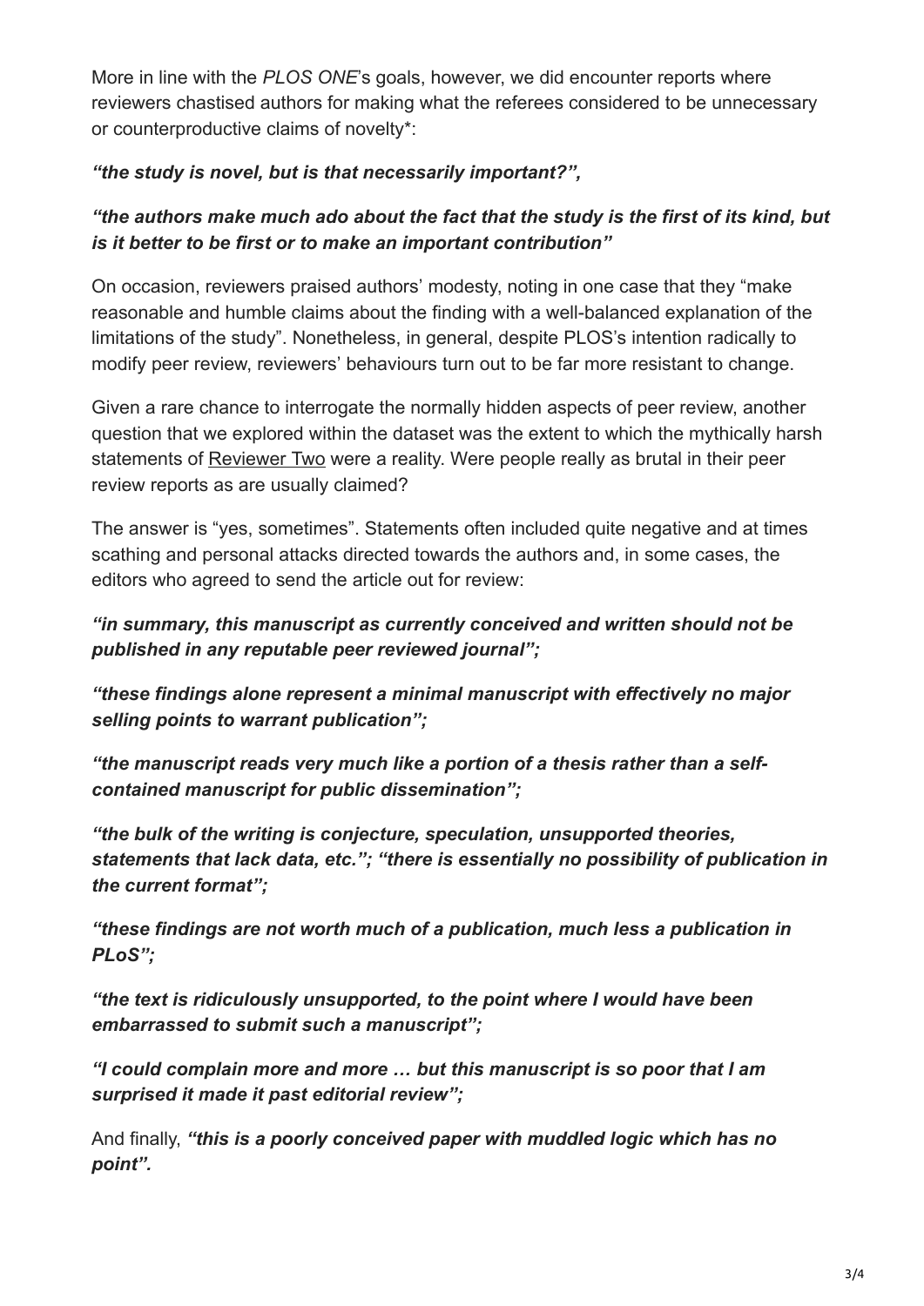More in line with the *PLOS ONE*'s goals, however, we did encounter reports where reviewers chastised authors for making what the referees considered to be unnecessary or counterproductive claims of novelty*:

***"the study is novel, but is that necessarily important?",***

***"the authors make much ado about the fact that the study is the first of its kind, but is it better to be first or to make an important contribution"***

On occasion, reviewers praised authors' modesty, noting in one case that they "make reasonable and humble claims about the finding with a well-balanced explanation of the limitations of the study". Nonetheless, in general, despite PLOS's intention radically to modify peer review, reviewers' behaviours turn out to be far more resistant to change.

Given a rare chance to interrogate the normally hidden aspects of peer review, another question that we explored within the dataset was the extent to which the mythically harsh statements of Reviewer Two were a reality. Were people really as brutal in their peer review reports as are usually claimed?

The answer is "yes, sometimes". Statements often included quite negative and at times scathing and personal attacks directed towards the authors and, in some cases, the editors who agreed to send the article out for review:

***"in summary, this manuscript as currently conceived and written should not be published in any reputable peer reviewed journal";***

***"these findings alone represent a minimal manuscript with effectively no major selling points to warrant publication";***

***"the manuscript reads very much like a portion of a thesis rather than a self-contained manuscript for public dissemination";***

***"the bulk of the writing is conjecture, speculation, unsupported theories, statements that lack data, etc."; "there is essentially no possibility of publication in the current format";***

***"these findings are not worth much of a publication, much less a publication in PLoS";***

***"the text is ridiculously unsupported, to the point where I would have been embarrassed to submit such a manuscript";***

***"I could complain more and more … but this manuscript is so poor that I am surprised it made it past editorial review";***

And finally, ***"this is a poorly conceived paper with muddled logic which has no point".***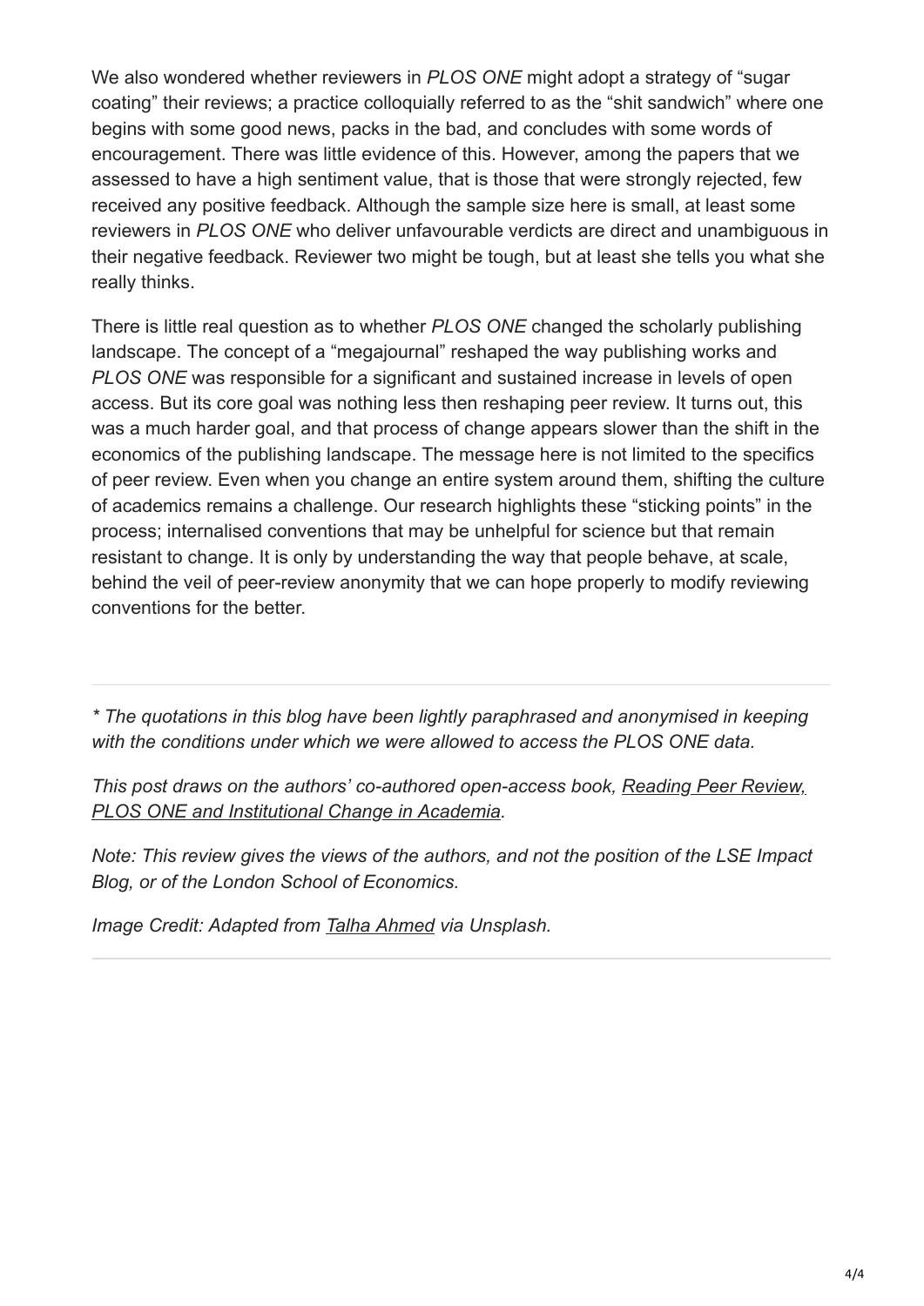We also wondered whether reviewers in *PLOS ONE* might adopt a strategy of "sugar coating" their reviews; a practice colloquially referred to as the "shit sandwich" where one begins with some good news, packs in the bad, and concludes with some words of encouragement. There was little evidence of this. However, among the papers that we assessed to have a high sentiment value, that is those that were strongly rejected, few received any positive feedback. Although the sample size here is small, at least some reviewers in *PLOS ONE* who deliver unfavourable verdicts are direct and unambiguous in their negative feedback. Reviewer two might be tough, but at least she tells you what she really thinks.

There is little real question as to whether *PLOS ONE* changed the scholarly publishing landscape. The concept of a "megajournal" reshaped the way publishing works and *PLOS ONE* was responsible for a significant and sustained increase in levels of open access. But its core goal was nothing less then reshaping peer review. It turns out, this was a much harder goal, and that process of change appears slower than the shift in the economics of the publishing landscape. The message here is not limited to the specifics of peer review. Even when you change an entire system around them, shifting the culture of academics remains a challenge. Our research highlights these "sticking points" in the process; internalised conventions that may be unhelpful for science but that remain resistant to change. It is only by understanding the way that people behave, at scale, behind the veil of peer-review anonymity that we can hope properly to modify reviewing conventions for the better.

---

*\* The quotations in this blog have been lightly paraphrased and anonymised in keeping with the conditions under which we were allowed to access the PLOS ONE data.*

*This post draws on the authors' co-authored open-access book, [Reading Peer Review, PLOS ONE and Institutional Change in Academia](#).*

*Note: This review gives the views of the authors, and not the position of the LSE Impact Blog, or of the London School of Economics.*

*Image Credit: Adapted from [Talha Ahmed](#) via Unsplash.*

---